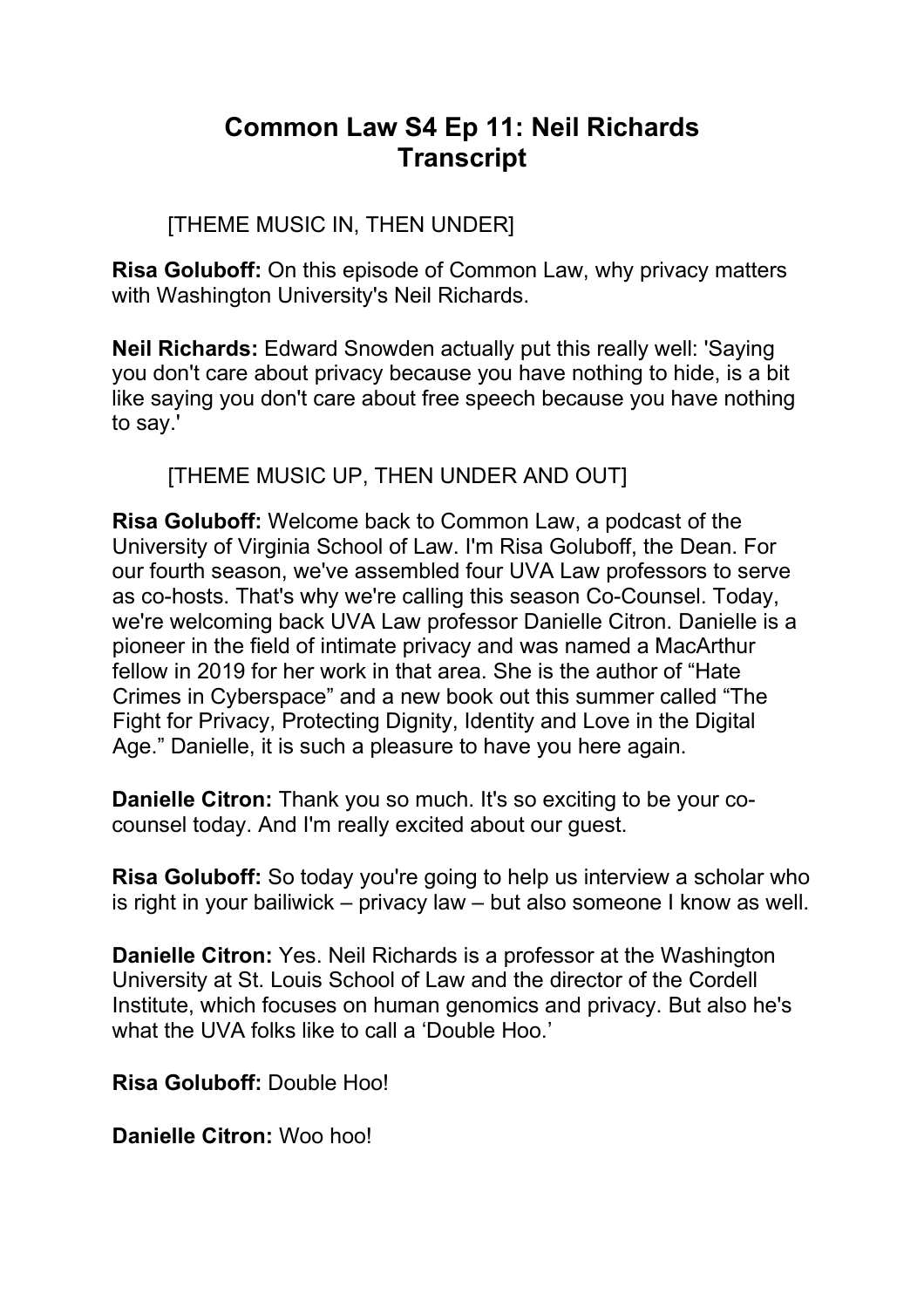# Common Law S4 Ep 11: Neil Richards Transcript

[THEME MUSIC IN, THEN UNDER]

**Risa Goluboff:** On this episode of Common Law, why privacy matters with Washington University's Neil Richards.

**Neil Richards:** Edward Snowden actually put this really well: 'Saying you don't care about privacy because you have nothing to hide, is a bit like saying you don't care about free speech because you have nothing to say.'

[THEME MUSIC UP, THEN UNDER AND OUT]

**Risa Goluboff:** Welcome back to Common Law, a podcast of the University of Virginia School of Law. I'm Risa Goluboff, the Dean. For our fourth season, we've assembled four UVA Law professors to serve as co-hosts. That's why we're calling this season Co-Counsel. Today, we're welcoming back UVA Law professor Danielle Citron. Danielle is a pioneer in the field of intimate privacy and was named a MacArthur fellow in 2019 for her work in that area. She is the author of "Hate Crimes in Cyberspace" and a new book out this summer called "The Fight for Privacy, Protecting Dignity, Identity and Love in the Digital Age." Danielle, it is such a pleasure to have you here again.

**Danielle Citron:** Thank you so much. It's so exciting to be your co-counsel today. And I'm really excited about our guest.

**Risa Goluboff:** So today you're going to help us interview a scholar who is right in your bailiwick – privacy law – but also someone I know as well.

**Danielle Citron:** Yes. Neil Richards is a professor at the Washington University at St. Louis School of Law and the director of the Cordell Institute, which focuses on human genomics and privacy. But also he's what the UVA folks like to call a 'Double Hoo.'

**Risa Goluboff:** Double Hoo!

**Danielle Citron:** Woo hoo!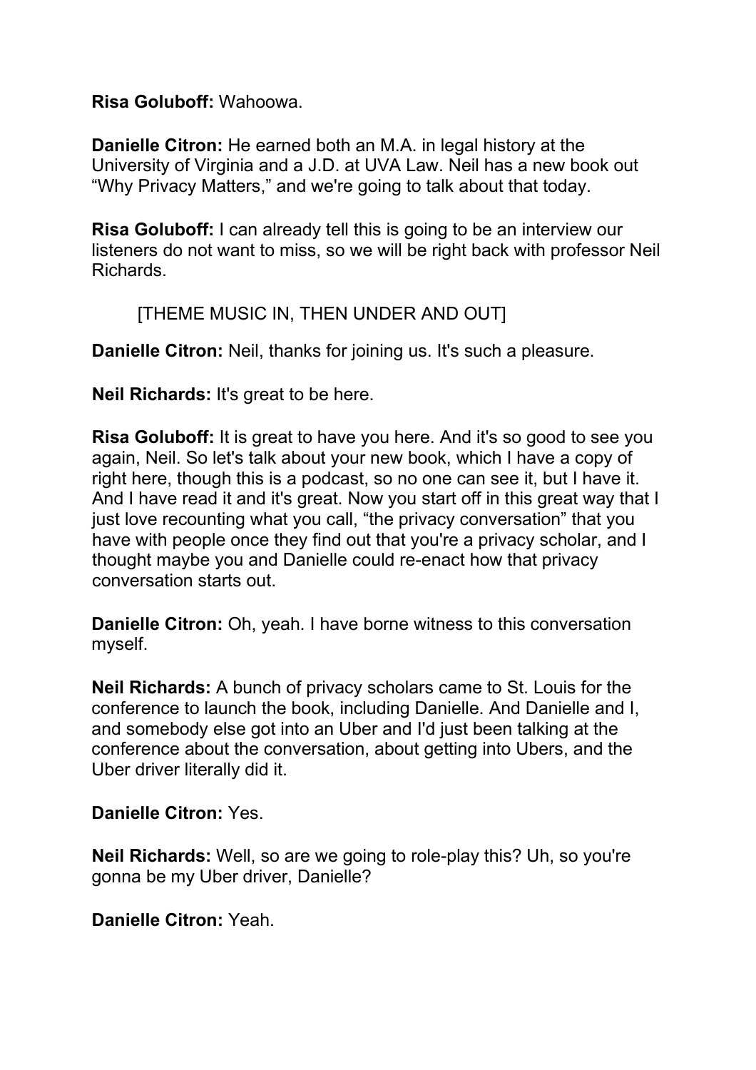**Risa Goluboff:** Wahoowa.

**Danielle Citron:** He earned both an M.A. in legal history at the University of Virginia and a J.D. at UVA Law. Neil has a new book out "Why Privacy Matters," and we're going to talk about that today.

**Risa Goluboff:** I can already tell this is going to be an interview our listeners do not want to miss, so we will be right back with professor Neil Richards.

[THEME MUSIC IN, THEN UNDER AND OUT]

**Danielle Citron:** Neil, thanks for joining us. It's such a pleasure.

**Neil Richards:** It's great to be here.

**Risa Goluboff:** It is great to have you here. And it's so good to see you again, Neil. So let's talk about your new book, which I have a copy of right here, though this is a podcast, so no one can see it, but I have it. And I have read it and it's great. Now you start off in this great way that I just love recounting what you call, "the privacy conversation" that you have with people once they find out that you're a privacy scholar, and I thought maybe you and Danielle could re-enact how that privacy conversation starts out.

**Danielle Citron:** Oh, yeah. I have borne witness to this conversation myself.

**Neil Richards:** A bunch of privacy scholars came to St. Louis for the conference to launch the book, including Danielle. And Danielle and I, and somebody else got into an Uber and I'd just been talking at the conference about the conversation, about getting into Ubers, and the Uber driver literally did it.

**Danielle Citron:** Yes.

**Neil Richards:** Well, so are we going to role-play this? Uh, so you're gonna be my Uber driver, Danielle?

**Danielle Citron:** Yeah.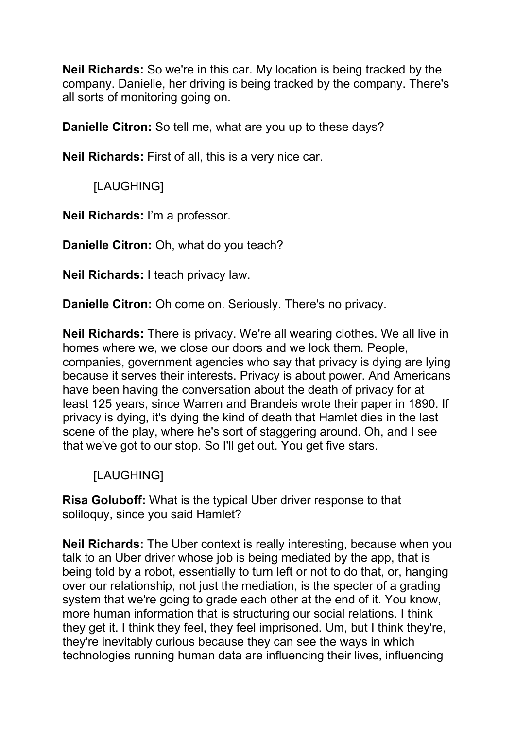**Neil Richards:** So we're in this car. My location is being tracked by the company. Danielle, her driving is being tracked by the company. There's all sorts of monitoring going on.

**Danielle Citron:** So tell me, what are you up to these days?

**Neil Richards:** First of all, this is a very nice car.

[LAUGHING]

**Neil Richards:** I'm a professor.

**Danielle Citron:** Oh, what do you teach?

**Neil Richards:** I teach privacy law.

**Danielle Citron:** Oh come on. Seriously. There's no privacy.

**Neil Richards:** There is privacy. We're all wearing clothes. We all live in homes where we, we close our doors and we lock them. People, companies, government agencies who say that privacy is dying are lying because it serves their interests. Privacy is about power. And Americans have been having the conversation about the death of privacy for at least 125 years, since Warren and Brandeis wrote their paper in 1890. If privacy is dying, it's dying the kind of death that Hamlet dies in the last scene of the play, where he's sort of staggering around. Oh, and I see that we've got to our stop. So I'll get out. You get five stars.

[LAUGHING]

**Risa Goluboff:** What is the typical Uber driver response to that soliloquy, since you said Hamlet?

**Neil Richards:** The Uber context is really interesting, because when you talk to an Uber driver whose job is being mediated by the app, that is being told by a robot, essentially to turn left or not to do that, or, hanging over our relationship, not just the mediation, is the specter of a grading system that we're going to grade each other at the end of it. You know, more human information that is structuring our social relations. I think they get it. I think they feel, they feel imprisoned. Um, but I think they're, they're inevitably curious because they can see the ways in which technologies running human data are influencing their lives, influencing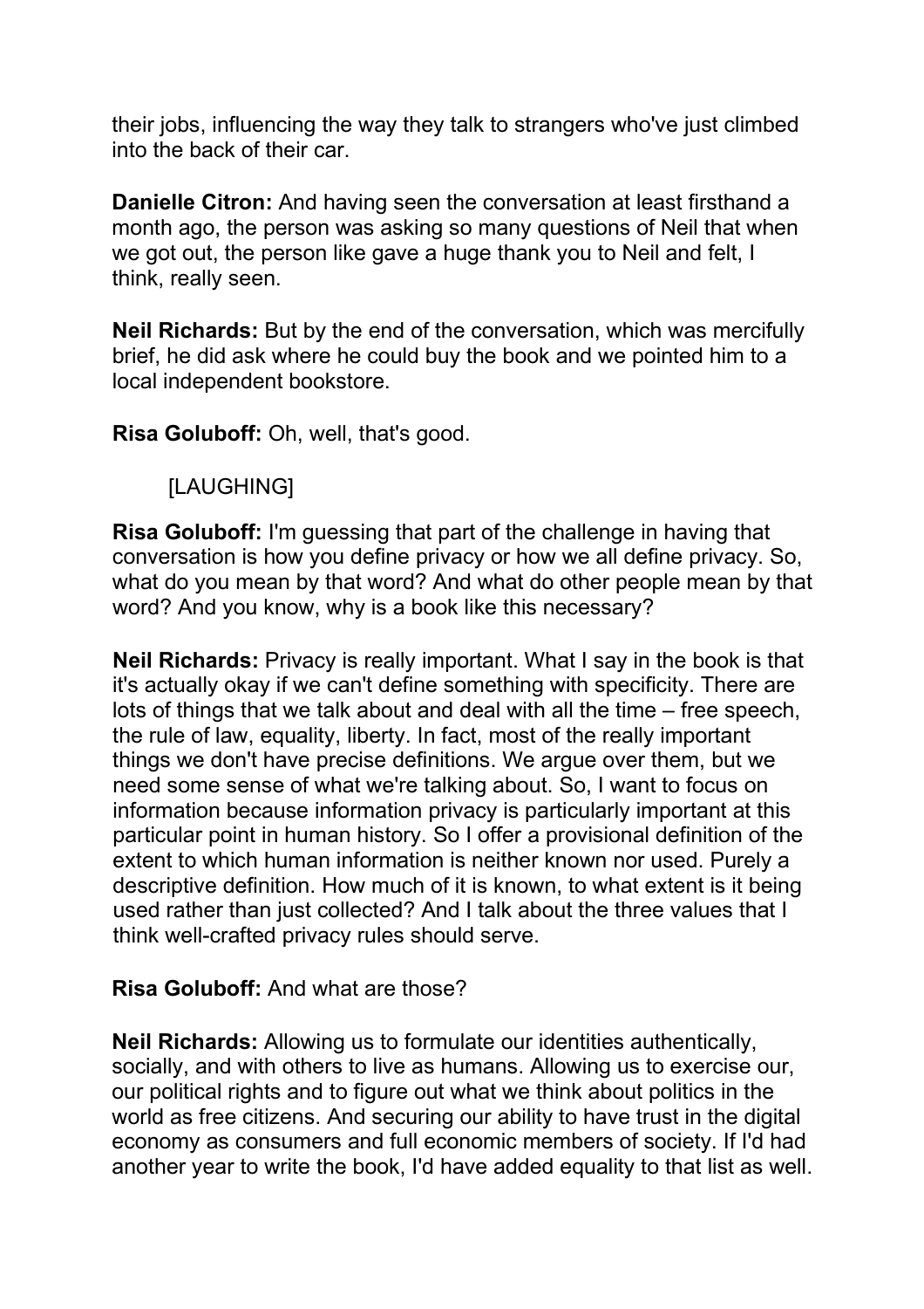their jobs, influencing the way they talk to strangers who've just climbed into the back of their car.

**Danielle Citron:** And having seen the conversation at least firsthand a month ago, the person was asking so many questions of Neil that when we got out, the person like gave a huge thank you to Neil and felt, I think, really seen.

**Neil Richards:** But by the end of the conversation, which was mercifully brief, he did ask where he could buy the book and we pointed him to a local independent bookstore.

**Risa Goluboff:** Oh, well, that's good.

[LAUGHING]

**Risa Goluboff:** I'm guessing that part of the challenge in having that conversation is how you define privacy or how we all define privacy. So, what do you mean by that word? And what do other people mean by that word? And you know, why is a book like this necessary?

**Neil Richards:** Privacy is really important. What I say in the book is that it's actually okay if we can't define something with specificity. There are lots of things that we talk about and deal with all the time – free speech, the rule of law, equality, liberty. In fact, most of the really important things we don't have precise definitions. We argue over them, but we need some sense of what we're talking about. So, I want to focus on information because information privacy is particularly important at this particular point in human history. So I offer a provisional definition of the extent to which human information is neither known nor used. Purely a descriptive definition. How much of it is known, to what extent is it being used rather than just collected? And I talk about the three values that I think well-crafted privacy rules should serve.

**Risa Goluboff:** And what are those?

**Neil Richards:** Allowing us to formulate our identities authentically, socially, and with others to live as humans. Allowing us to exercise our, our political rights and to figure out what we think about politics in the world as free citizens. And securing our ability to have trust in the digital economy as consumers and full economic members of society. If I'd had another year to write the book, I'd have added equality to that list as well.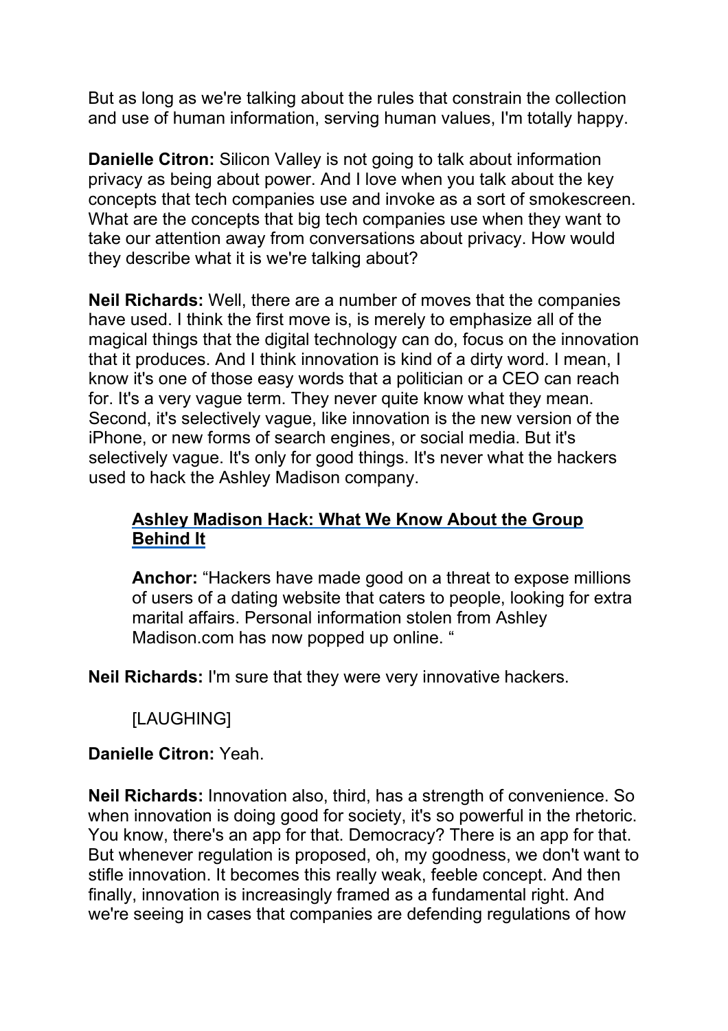But as long as we're talking about the rules that constrain the collection and use of human information, serving human values, I'm totally happy.

**Danielle Citron:** Silicon Valley is not going to talk about information privacy as being about power. And I love when you talk about the key concepts that tech companies use and invoke as a sort of smokescreen. What are the concepts that big tech companies use when they want to take our attention away from conversations about privacy. How would they describe what it is we're talking about?

**Neil Richards:** Well, there are a number of moves that the companies have used. I think the first move is, is merely to emphasize all of the magical things that the digital technology can do, focus on the innovation that it produces. And I think innovation is kind of a dirty word. I mean, I know it's one of those easy words that a politician or a CEO can reach for. It's a very vague term. They never quite know what they mean. Second, it's selectively vague, like innovation is the new version of the iPhone, or new forms of search engines, or social media. But it's selectively vague. It's only for good things. It's never what the hackers used to hack the Ashley Madison company.

> **Ashley Madison Hack: What We Know About the Group Behind It**
>
> **Anchor:** "Hackers have made good on a threat to expose millions of users of a dating website that caters to people, looking for extra marital affairs. Personal information stolen from Ashley Madison.com has now popped up online. "

**Neil Richards:** I'm sure that they were very innovative hackers.

> [LAUGHING]

**Danielle Citron:** Yeah.

**Neil Richards:** Innovation also, third, has a strength of convenience. So when innovation is doing good for society, it's so powerful in the rhetoric. You know, there's an app for that. Democracy? There is an app for that. But whenever regulation is proposed, oh, my goodness, we don't want to stifle innovation. It becomes this really weak, feeble concept. And then finally, innovation is increasingly framed as a fundamental right. And we're seeing in cases that companies are defending regulations of how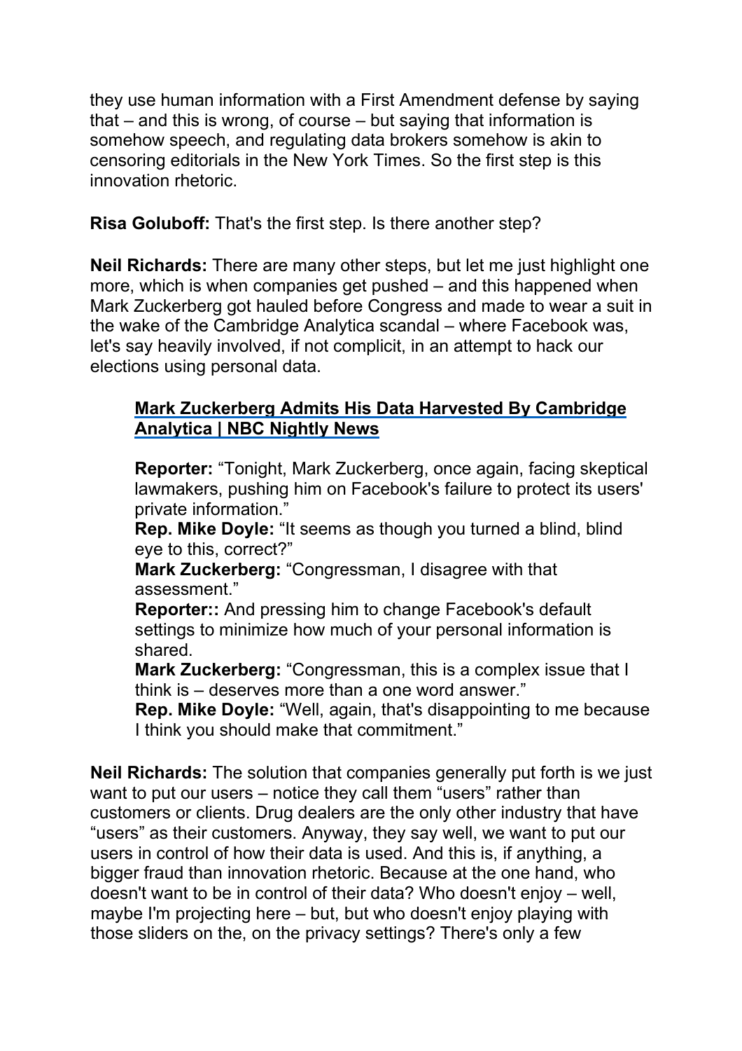they use human information with a First Amendment defense by saying that – and this is wrong, of course – but saying that information is somehow speech, and regulating data brokers somehow is akin to censoring editorials in the New York Times. So the first step is this innovation rhetoric.

**Risa Goluboff:** That's the first step. Is there another step?

**Neil Richards:** There are many other steps, but let me just highlight one more, which is when companies get pushed – and this happened when Mark Zuckerberg got hauled before Congress and made to wear a suit in the wake of the Cambridge Analytica scandal – where Facebook was, let's say heavily involved, if not complicit, in an attempt to hack our elections using personal data.

> **Mark Zuckerberg Admits His Data Harvested By Cambridge Analytica | NBC Nightly News**
>
> **Reporter:** "Tonight, Mark Zuckerberg, once again, facing skeptical lawmakers, pushing him on Facebook's failure to protect its users' private information."
> **Rep. Mike Doyle:** "It seems as though you turned a blind, blind eye to this, correct?"
> **Mark Zuckerberg:** "Congressman, I disagree with that assessment."
> **Reporter::** And pressing him to change Facebook's default settings to minimize how much of your personal information is shared.
> **Mark Zuckerberg:** "Congressman, this is a complex issue that I think is – deserves more than a one word answer."
> **Rep. Mike Doyle:** "Well, again, that's disappointing to me because I think you should make that commitment."

**Neil Richards:** The solution that companies generally put forth is we just want to put our users – notice they call them "users" rather than customers or clients. Drug dealers are the only other industry that have "users" as their customers. Anyway, they say well, we want to put our users in control of how their data is used. And this is, if anything, a bigger fraud than innovation rhetoric. Because at the one hand, who doesn't want to be in control of their data? Who doesn't enjoy – well, maybe I'm projecting here – but, but who doesn't enjoy playing with those sliders on the, on the privacy settings? There's only a few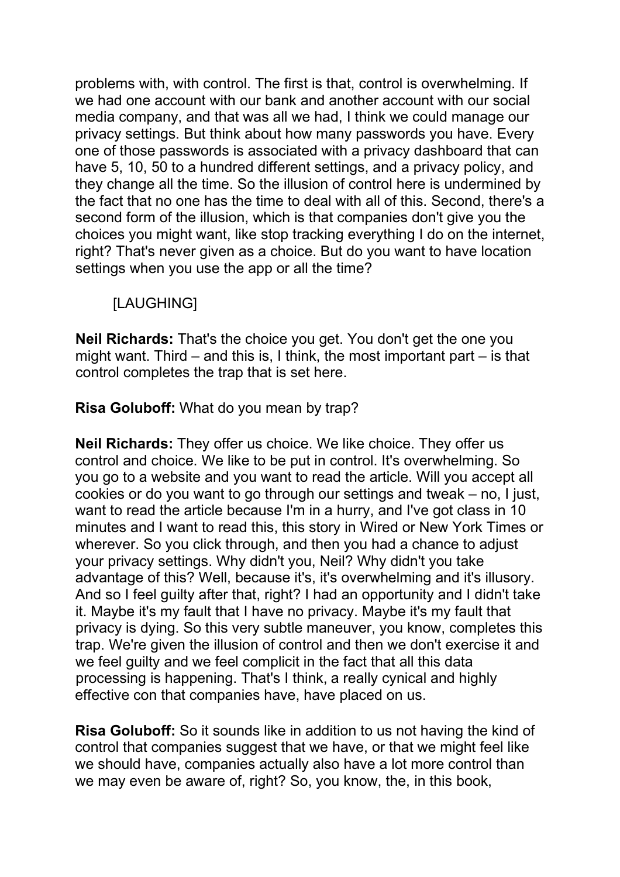problems with, with control. The first is that, control is overwhelming. If we had one account with our bank and another account with our social media company, and that was all we had, I think we could manage our privacy settings. But think about how many passwords you have. Every one of those passwords is associated with a privacy dashboard that can have 5, 10, 50 to a hundred different settings, and a privacy policy, and they change all the time. So the illusion of control here is undermined by the fact that no one has the time to deal with all of this. Second, there's a second form of the illusion, which is that companies don't give you the choices you might want, like stop tracking everything I do on the internet, right? That's never given as a choice. But do you want to have location settings when you use the app or all the time?

[LAUGHING]

**Neil Richards:** That's the choice you get. You don't get the one you might want. Third – and this is, I think, the most important part – is that control completes the trap that is set here.

**Risa Goluboff:** What do you mean by trap?

**Neil Richards:** They offer us choice. We like choice. They offer us control and choice. We like to be put in control. It's overwhelming. So you go to a website and you want to read the article. Will you accept all cookies or do you want to go through our settings and tweak – no, I just, want to read the article because I'm in a hurry, and I've got class in 10 minutes and I want to read this, this story in Wired or New York Times or wherever. So you click through, and then you had a chance to adjust your privacy settings. Why didn't you, Neil? Why didn't you take advantage of this? Well, because it's, it's overwhelming and it's illusory. And so I feel guilty after that, right? I had an opportunity and I didn't take it. Maybe it's my fault that I have no privacy. Maybe it's my fault that privacy is dying. So this very subtle maneuver, you know, completes this trap. We're given the illusion of control and then we don't exercise it and we feel guilty and we feel complicit in the fact that all this data processing is happening. That's I think, a really cynical and highly effective con that companies have, have placed on us.

**Risa Goluboff:** So it sounds like in addition to us not having the kind of control that companies suggest that we have, or that we might feel like we should have, companies actually also have a lot more control than we may even be aware of, right? So, you know, the, in this book,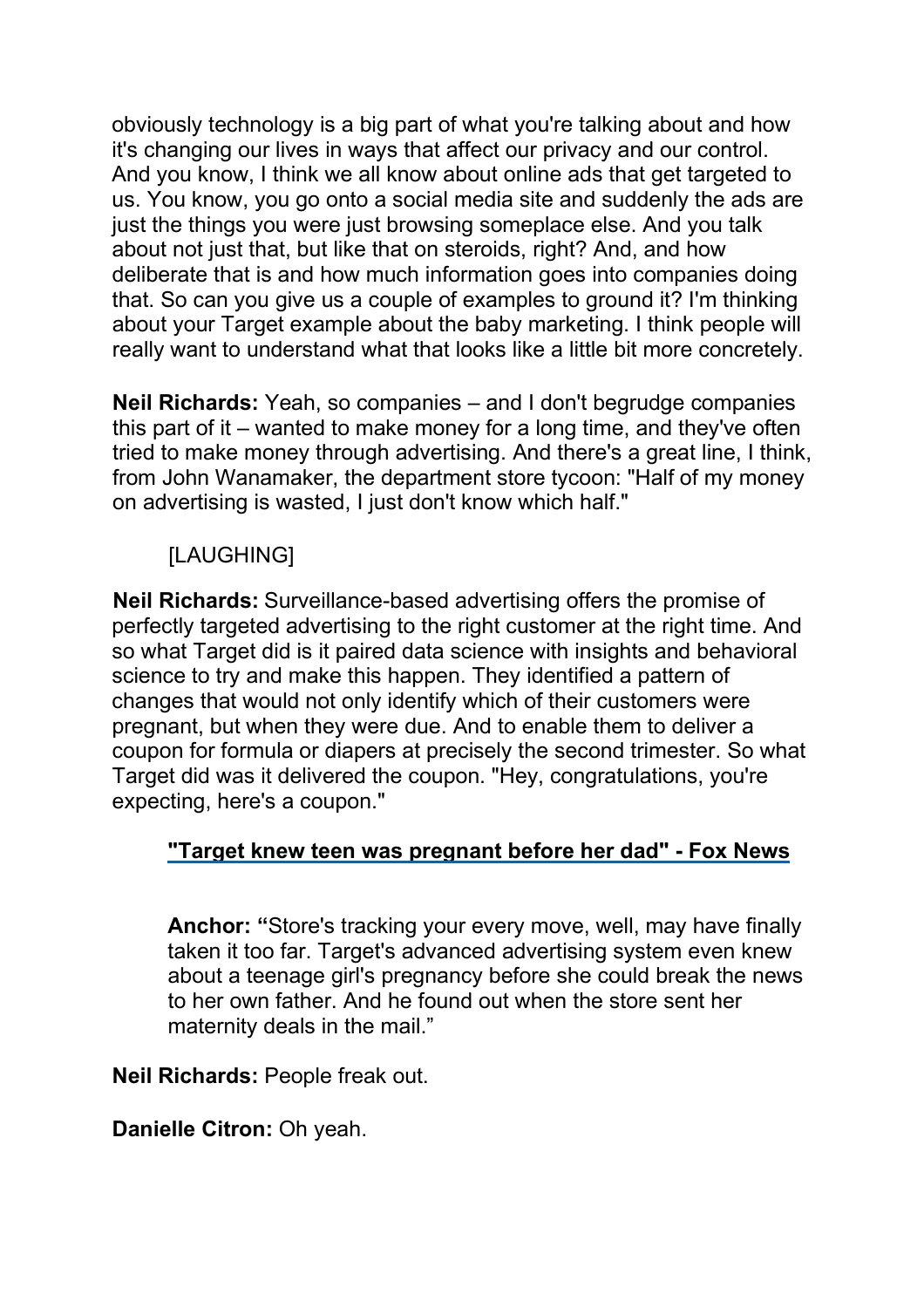obviously technology is a big part of what you're talking about and how it's changing our lives in ways that affect our privacy and our control. And you know, I think we all know about online ads that get targeted to us. You know, you go onto a social media site and suddenly the ads are just the things you were just browsing someplace else. And you talk about not just that, but like that on steroids, right? And, and how deliberate that is and how much information goes into companies doing that. So can you give us a couple of examples to ground it? I'm thinking about your Target example about the baby marketing. I think people will really want to understand what that looks like a little bit more concretely.

**Neil Richards:** Yeah, so companies – and I don't begrudge companies this part of it – wanted to make money for a long time, and they've often tried to make money through advertising. And there's a great line, I think, from John Wanamaker, the department store tycoon: "Half of my money on advertising is wasted, I just don't know which half."

[LAUGHING]

**Neil Richards:** Surveillance-based advertising offers the promise of perfectly targeted advertising to the right customer at the right time. And so what Target did is it paired data science with insights and behavioral science to try and make this happen. They identified a pattern of changes that would not only identify which of their customers were pregnant, but when they were due. And to enable them to deliver a coupon for formula or diapers at precisely the second trimester. So what Target did was it delivered the coupon. "Hey, congratulations, you're expecting, here's a coupon."

**"Target knew teen was pregnant before her dad" - Fox News**

> **Anchor:** "Store's tracking your every move, well, may have finally taken it too far. Target's advanced advertising system even knew about a teenage girl's pregnancy before she could break the news to her own father. And he found out when the store sent her maternity deals in the mail."

**Neil Richards:** People freak out.

**Danielle Citron:** Oh yeah.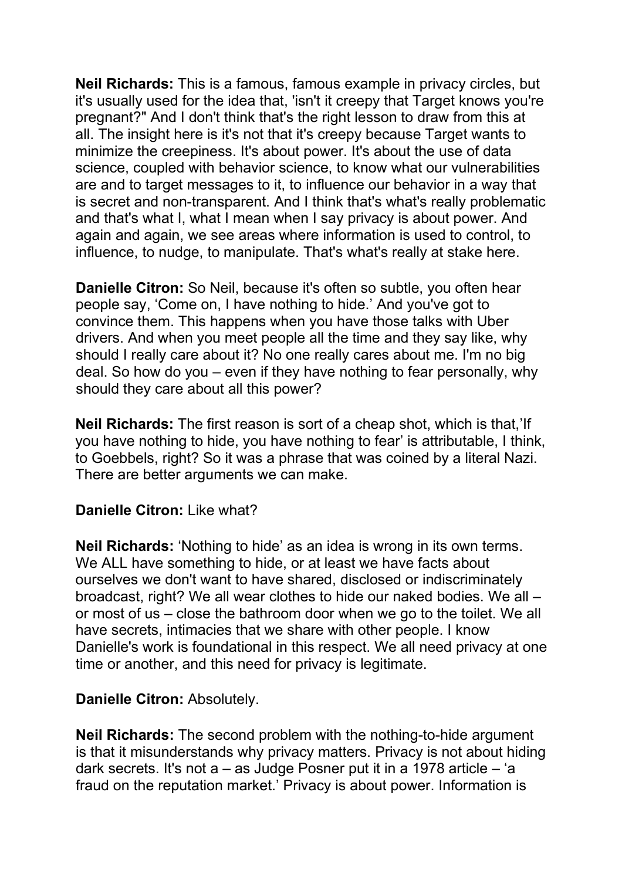**Neil Richards:** This is a famous, famous example in privacy circles, but it's usually used for the idea that, 'isn't it creepy that Target knows you're pregnant?" And I don't think that's the right lesson to draw from this at all. The insight here is it's not that it's creepy because Target wants to minimize the creepiness. It's about power. It's about the use of data science, coupled with behavior science, to know what our vulnerabilities are and to target messages to it, to influence our behavior in a way that is secret and non-transparent. And I think that's what's really problematic and that's what I, what I mean when I say privacy is about power. And again and again, we see areas where information is used to control, to influence, to nudge, to manipulate. That's what's really at stake here.

**Danielle Citron:** So Neil, because it's often so subtle, you often hear people say, 'Come on, I have nothing to hide.' And you've got to convince them. This happens when you have those talks with Uber drivers. And when you meet people all the time and they say like, why should I really care about it? No one really cares about me. I'm no big deal. So how do you – even if they have nothing to fear personally, why should they care about all this power?

**Neil Richards:** The first reason is sort of a cheap shot, which is that,'If you have nothing to hide, you have nothing to fear' is attributable, I think, to Goebbels, right? So it was a phrase that was coined by a literal Nazi. There are better arguments we can make.

**Danielle Citron:** Like what?

**Neil Richards:** 'Nothing to hide' as an idea is wrong in its own terms. We ALL have something to hide, or at least we have facts about ourselves we don't want to have shared, disclosed or indiscriminately broadcast, right? We all wear clothes to hide our naked bodies. We all – or most of us – close the bathroom door when we go to the toilet. We all have secrets, intimacies that we share with other people. I know Danielle's work is foundational in this respect. We all need privacy at one time or another, and this need for privacy is legitimate.

**Danielle Citron:** Absolutely.

**Neil Richards:** The second problem with the nothing-to-hide argument is that it misunderstands why privacy matters. Privacy is not about hiding dark secrets. It's not a – as Judge Posner put it in a 1978 article – 'a fraud on the reputation market.' Privacy is about power. Information is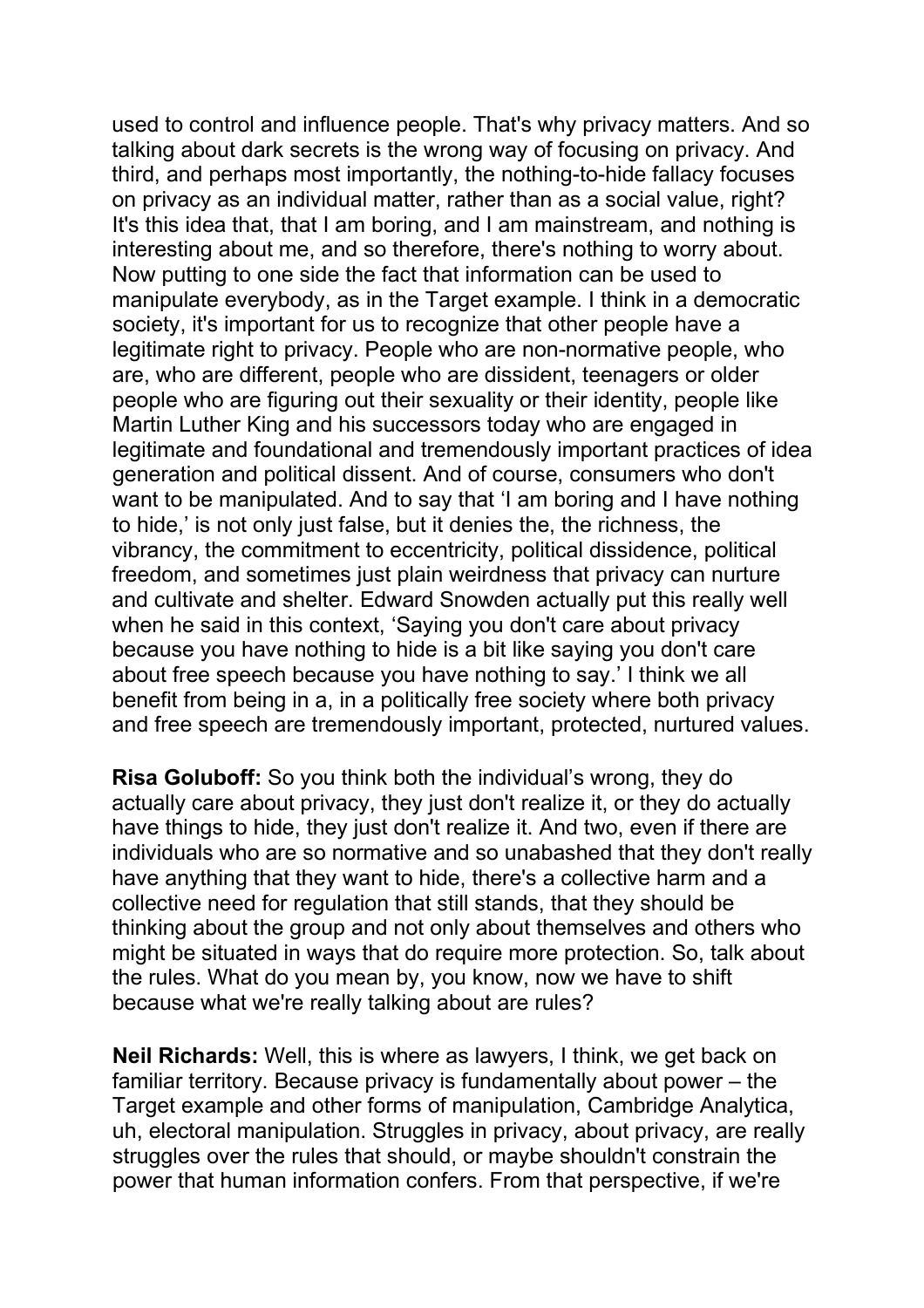used to control and influence people. That's why privacy matters. And so talking about dark secrets is the wrong way of focusing on privacy. And third, and perhaps most importantly, the nothing-to-hide fallacy focuses on privacy as an individual matter, rather than as a social value, right? It's this idea that, that I am boring, and I am mainstream, and nothing is interesting about me, and so therefore, there's nothing to worry about. Now putting to one side the fact that information can be used to manipulate everybody, as in the Target example. I think in a democratic society, it's important for us to recognize that other people have a legitimate right to privacy. People who are non-normative people, who are, who are different, people who are dissident, teenagers or older people who are figuring out their sexuality or their identity, people like Martin Luther King and his successors today who are engaged in legitimate and foundational and tremendously important practices of idea generation and political dissent. And of course, consumers who don't want to be manipulated. And to say that 'I am boring and I have nothing to hide,' is not only just false, but it denies the, the richness, the vibrancy, the commitment to eccentricity, political dissidence, political freedom, and sometimes just plain weirdness that privacy can nurture and cultivate and shelter. Edward Snowden actually put this really well when he said in this context, 'Saying you don't care about privacy because you have nothing to hide is a bit like saying you don't care about free speech because you have nothing to say.' I think we all benefit from being in a, in a politically free society where both privacy and free speech are tremendously important, protected, nurtured values.

**Risa Goluboff:** So you think both the individual's wrong, they do actually care about privacy, they just don't realize it, or they do actually have things to hide, they just don't realize it. And two, even if there are individuals who are so normative and so unabashed that they don't really have anything that they want to hide, there's a collective harm and a collective need for regulation that still stands, that they should be thinking about the group and not only about themselves and others who might be situated in ways that do require more protection. So, talk about the rules. What do you mean by, you know, now we have to shift because what we're really talking about are rules?

**Neil Richards:** Well, this is where as lawyers, I think, we get back on familiar territory. Because privacy is fundamentally about power – the Target example and other forms of manipulation, Cambridge Analytica, uh, electoral manipulation. Struggles in privacy, about privacy, are really struggles over the rules that should, or maybe shouldn't constrain the power that human information confers. From that perspective, if we're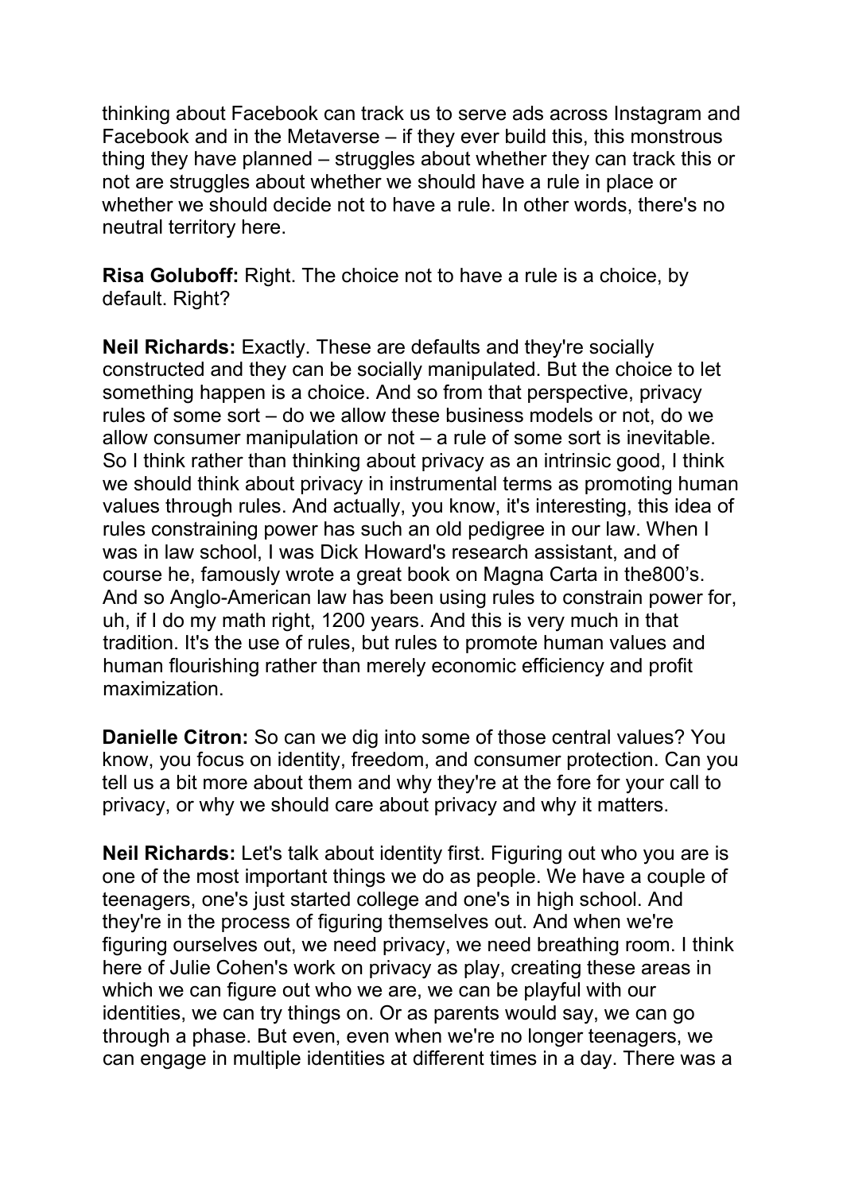thinking about Facebook can track us to serve ads across Instagram and Facebook and in the Metaverse – if they ever build this, this monstrous thing they have planned – struggles about whether they can track this or not are struggles about whether we should have a rule in place or whether we should decide not to have a rule. In other words, there's no neutral territory here.

**Risa Goluboff:** Right. The choice not to have a rule is a choice, by default. Right?

**Neil Richards:** Exactly. These are defaults and they're socially constructed and they can be socially manipulated. But the choice to let something happen is a choice. And so from that perspective, privacy rules of some sort – do we allow these business models or not, do we allow consumer manipulation or not – a rule of some sort is inevitable. So I think rather than thinking about privacy as an intrinsic good, I think we should think about privacy in instrumental terms as promoting human values through rules. And actually, you know, it's interesting, this idea of rules constraining power has such an old pedigree in our law. When I was in law school, I was Dick Howard's research assistant, and of course he, famously wrote a great book on Magna Carta in the800's. And so Anglo-American law has been using rules to constrain power for, uh, if I do my math right, 1200 years. And this is very much in that tradition. It's the use of rules, but rules to promote human values and human flourishing rather than merely economic efficiency and profit maximization.

**Danielle Citron:** So can we dig into some of those central values? You know, you focus on identity, freedom, and consumer protection. Can you tell us a bit more about them and why they're at the fore for your call to privacy, or why we should care about privacy and why it matters.

**Neil Richards:** Let's talk about identity first. Figuring out who you are is one of the most important things we do as people. We have a couple of teenagers, one's just started college and one's in high school. And they're in the process of figuring themselves out. And when we're figuring ourselves out, we need privacy, we need breathing room. I think here of Julie Cohen's work on privacy as play, creating these areas in which we can figure out who we are, we can be playful with our identities, we can try things on. Or as parents would say, we can go through a phase. But even, even when we're no longer teenagers, we can engage in multiple identities at different times in a day. There was a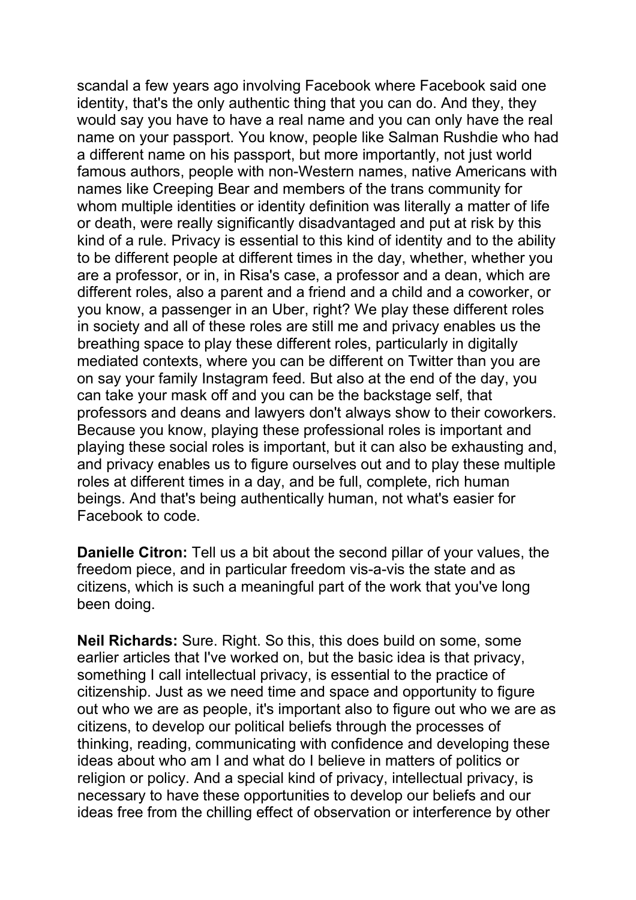scandal a few years ago involving Facebook where Facebook said one identity, that's the only authentic thing that you can do. And they, they would say you have to have a real name and you can only have the real name on your passport. You know, people like Salman Rushdie who had a different name on his passport, but more importantly, not just world famous authors, people with non-Western names, native Americans with names like Creeping Bear and members of the trans community for whom multiple identities or identity definition was literally a matter of life or death, were really significantly disadvantaged and put at risk by this kind of a rule. Privacy is essential to this kind of identity and to the ability to be different people at different times in the day, whether, whether you are a professor, or in, in Risa's case, a professor and a dean, which are different roles, also a parent and a friend and a child and a coworker, or you know, a passenger in an Uber, right? We play these different roles in society and all of these roles are still me and privacy enables us the breathing space to play these different roles, particularly in digitally mediated contexts, where you can be different on Twitter than you are on say your family Instagram feed. But also at the end of the day, you can take your mask off and you can be the backstage self, that professors and deans and lawyers don't always show to their coworkers. Because you know, playing these professional roles is important and playing these social roles is important, but it can also be exhausting and, and privacy enables us to figure ourselves out and to play these multiple roles at different times in a day, and be full, complete, rich human beings. And that's being authentically human, not what's easier for Facebook to code.

**Danielle Citron:** Tell us a bit about the second pillar of your values, the freedom piece, and in particular freedom vis-a-vis the state and as citizens, which is such a meaningful part of the work that you've long been doing.

**Neil Richards:** Sure. Right. So this, this does build on some, some earlier articles that I've worked on, but the basic idea is that privacy, something I call intellectual privacy, is essential to the practice of citizenship. Just as we need time and space and opportunity to figure out who we are as people, it's important also to figure out who we are as citizens, to develop our political beliefs through the processes of thinking, reading, communicating with confidence and developing these ideas about who am I and what do I believe in matters of politics or religion or policy. And a special kind of privacy, intellectual privacy, is necessary to have these opportunities to develop our beliefs and our ideas free from the chilling effect of observation or interference by other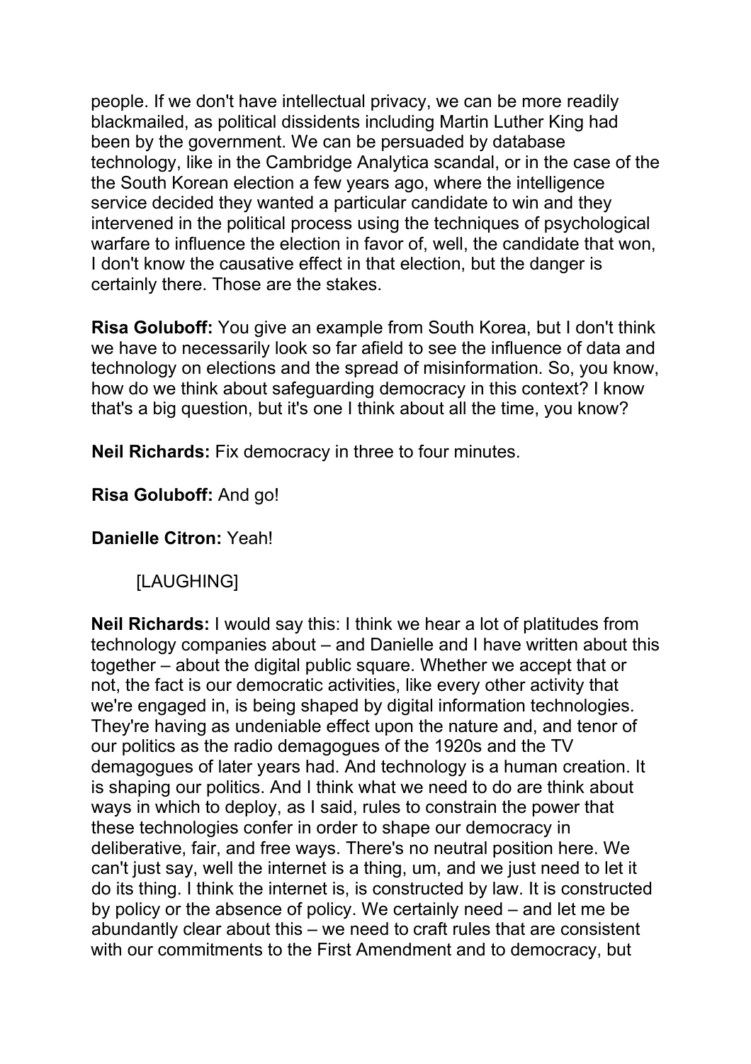people. If we don't have intellectual privacy, we can be more readily blackmailed, as political dissidents including Martin Luther King had been by the government. We can be persuaded by database technology, like in the Cambridge Analytica scandal, or in the case of the the South Korean election a few years ago, where the intelligence service decided they wanted a particular candidate to win and they intervened in the political process using the techniques of psychological warfare to influence the election in favor of, well, the candidate that won, I don't know the causative effect in that election, but the danger is certainly there. Those are the stakes.

**Risa Goluboff:** You give an example from South Korea, but I don't think we have to necessarily look so far afield to see the influence of data and technology on elections and the spread of misinformation. So, you know, how do we think about safeguarding democracy in this context? I know that's a big question, but it's one I think about all the time, you know?

**Neil Richards:** Fix democracy in three to four minutes.

**Risa Goluboff:** And go!

**Danielle Citron:** Yeah!

[LAUGHING]

**Neil Richards:** I would say this: I think we hear a lot of platitudes from technology companies about – and Danielle and I have written about this together – about the digital public square. Whether we accept that or not, the fact is our democratic activities, like every other activity that we're engaged in, is being shaped by digital information technologies. They're having as undeniable effect upon the nature and, and tenor of our politics as the radio demagogues of the 1920s and the TV demagogues of later years had. And technology is a human creation. It is shaping our politics. And I think what we need to do are think about ways in which to deploy, as I said, rules to constrain the power that these technologies confer in order to shape our democracy in deliberative, fair, and free ways. There's no neutral position here. We can't just say, well the internet is a thing, um, and we just need to let it do its thing. I think the internet is, is constructed by law. It is constructed by policy or the absence of policy. We certainly need – and let me be abundantly clear about this – we need to craft rules that are consistent with our commitments to the First Amendment and to democracy, but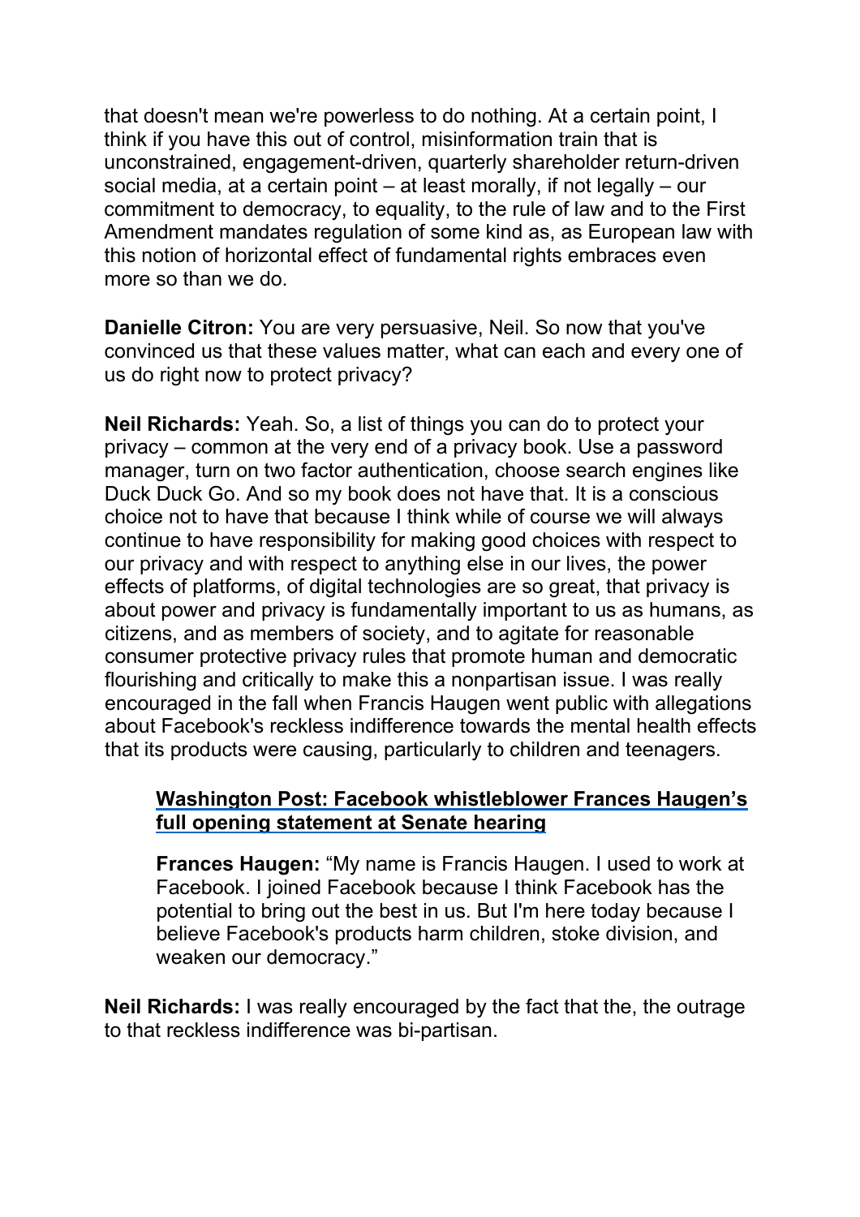that doesn't mean we're powerless to do nothing. At a certain point, I think if you have this out of control, misinformation train that is unconstrained, engagement-driven, quarterly shareholder return-driven social media, at a certain point – at least morally, if not legally – our commitment to democracy, to equality, to the rule of law and to the First Amendment mandates regulation of some kind as, as European law with this notion of horizontal effect of fundamental rights embraces even more so than we do.

**Danielle Citron:** You are very persuasive, Neil. So now that you've convinced us that these values matter, what can each and every one of us do right now to protect privacy?

**Neil Richards:** Yeah. So, a list of things you can do to protect your privacy – common at the very end of a privacy book. Use a password manager, turn on two factor authentication, choose search engines like Duck Duck Go. And so my book does not have that. It is a conscious choice not to have that because I think while of course we will always continue to have responsibility for making good choices with respect to our privacy and with respect to anything else in our lives, the power effects of platforms, of digital technologies are so great, that privacy is about power and privacy is fundamentally important to us as humans, as citizens, and as members of society, and to agitate for reasonable consumer protective privacy rules that promote human and democratic flourishing and critically to make this a nonpartisan issue. I was really encouraged in the fall when Francis Haugen went public with allegations about Facebook's reckless indifference towards the mental health effects that its products were causing, particularly to children and teenagers.

> **Washington Post: Facebook whistleblower Frances Haugen's full opening statement at Senate hearing**
>
> **Frances Haugen:** "My name is Francis Haugen. I used to work at Facebook. I joined Facebook because I think Facebook has the potential to bring out the best in us. But I'm here today because I believe Facebook's products harm children, stoke division, and weaken our democracy."

**Neil Richards:** I was really encouraged by the fact that the, the outrage to that reckless indifference was bi-partisan.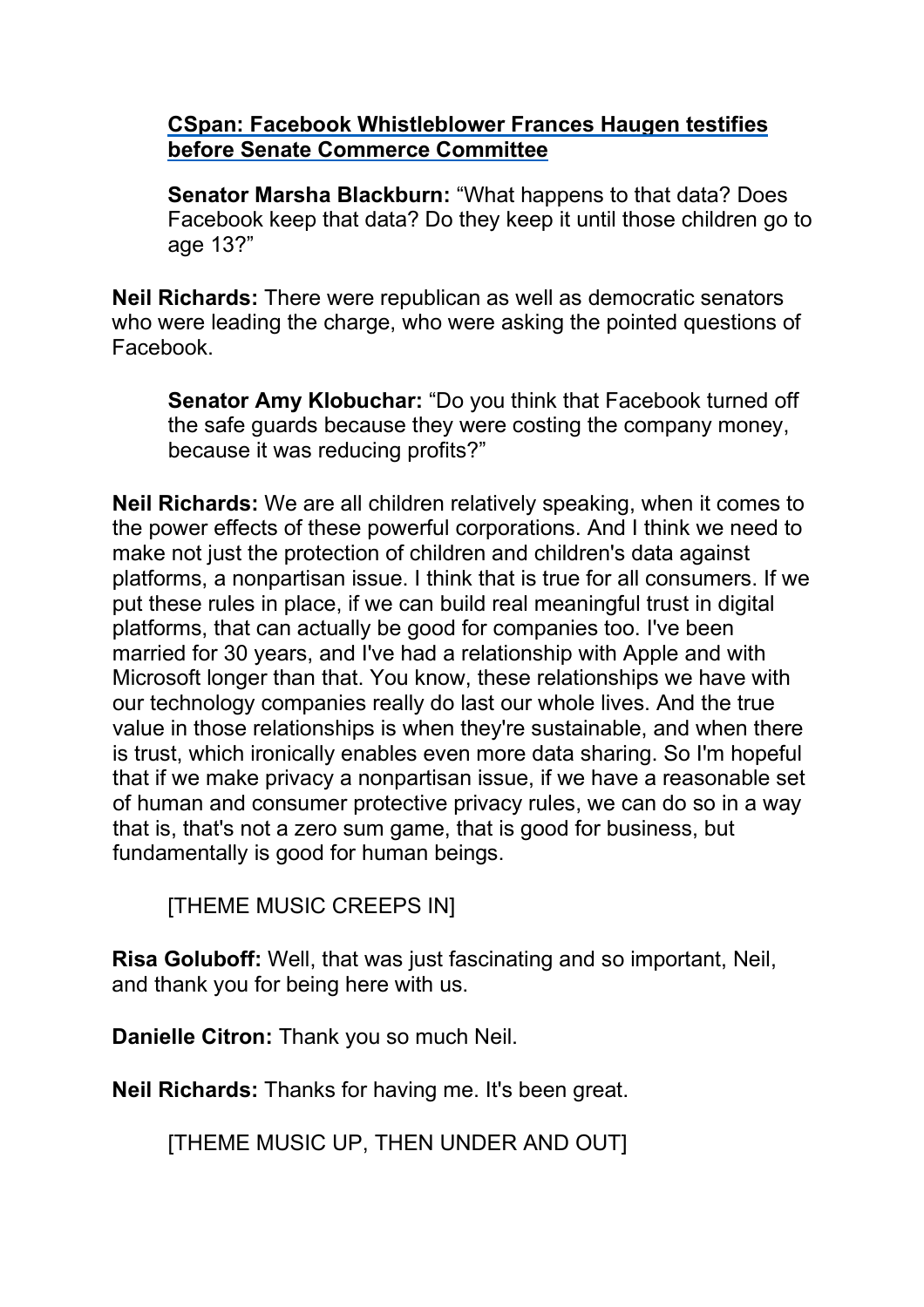> **[CSpan: Facebook Whistleblower Frances Haugen testifies before Senate Commerce Committee]()**
>
> **Senator Marsha Blackburn:** "What happens to that data? Does Facebook keep that data? Do they keep it until those children go to age 13?"

**Neil Richards:** There were republican as well as democratic senators who were leading the charge, who were asking the pointed questions of Facebook.

> **Senator Amy Klobuchar:** "Do you think that Facebook turned off the safe guards because they were costing the company money, because it was reducing profits?"

**Neil Richards:** We are all children relatively speaking, when it comes to the power effects of these powerful corporations. And I think we need to make not just the protection of children and children's data against platforms, a nonpartisan issue. I think that is true for all consumers. If we put these rules in place, if we can build real meaningful trust in digital platforms, that can actually be good for companies too. I've been married for 30 years, and I've had a relationship with Apple and with Microsoft longer than that. You know, these relationships we have with our technology companies really do last our whole lives. And the true value in those relationships is when they're sustainable, and when there is trust, which ironically enables even more data sharing. So I'm hopeful that if we make privacy a nonpartisan issue, if we have a reasonable set of human and consumer protective privacy rules, we can do so in a way that is, that's not a zero sum game, that is good for business, but fundamentally is good for human beings.

> [THEME MUSIC CREEPS IN]

**Risa Goluboff:** Well, that was just fascinating and so important, Neil, and thank you for being here with us.

**Danielle Citron:** Thank you so much Neil.

**Neil Richards:** Thanks for having me. It's been great.

> [THEME MUSIC UP, THEN UNDER AND OUT]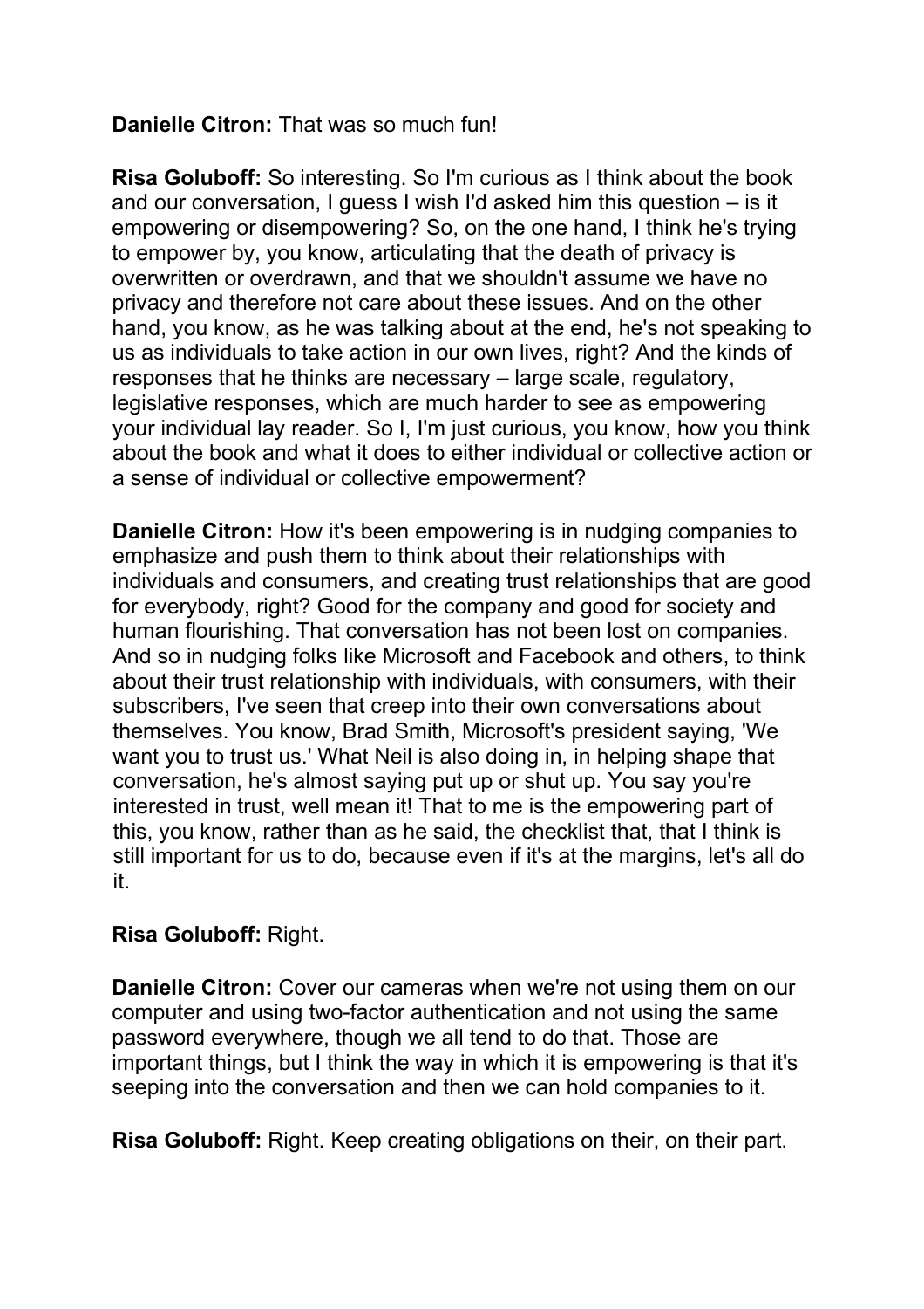**Danielle Citron:** That was so much fun!

**Risa Goluboff:** So interesting. So I'm curious as I think about the book and our conversation, I guess I wish I'd asked him this question – is it empowering or disempowering? So, on the one hand, I think he's trying to empower by, you know, articulating that the death of privacy is overwritten or overdrawn, and that we shouldn't assume we have no privacy and therefore not care about these issues. And on the other hand, you know, as he was talking about at the end, he's not speaking to us as individuals to take action in our own lives, right? And the kinds of responses that he thinks are necessary – large scale, regulatory, legislative responses, which are much harder to see as empowering your individual lay reader. So I, I'm just curious, you know, how you think about the book and what it does to either individual or collective action or a sense of individual or collective empowerment?

**Danielle Citron:** How it's been empowering is in nudging companies to emphasize and push them to think about their relationships with individuals and consumers, and creating trust relationships that are good for everybody, right? Good for the company and good for society and human flourishing. That conversation has not been lost on companies. And so in nudging folks like Microsoft and Facebook and others, to think about their trust relationship with individuals, with consumers, with their subscribers, I've seen that creep into their own conversations about themselves. You know, Brad Smith, Microsoft's president saying, 'We want you to trust us.' What Neil is also doing in, in helping shape that conversation, he's almost saying put up or shut up. You say you're interested in trust, well mean it! That to me is the empowering part of this, you know, rather than as he said, the checklist that, that I think is still important for us to do, because even if it's at the margins, let's all do it.

**Risa Goluboff:** Right.

**Danielle Citron:** Cover our cameras when we're not using them on our computer and using two-factor authentication and not using the same password everywhere, though we all tend to do that. Those are important things, but I think the way in which it is empowering is that it's seeping into the conversation and then we can hold companies to it.

**Risa Goluboff:** Right. Keep creating obligations on their, on their part.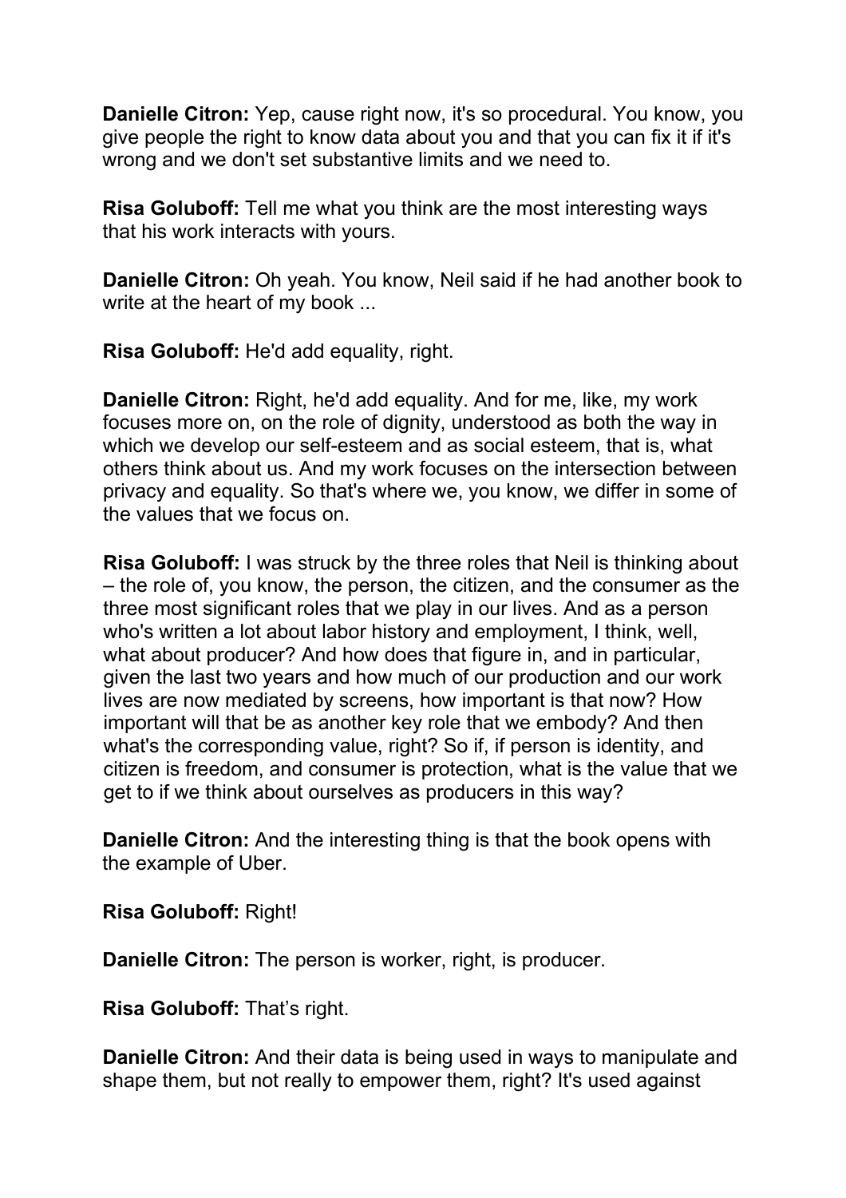**Danielle Citron:** Yep, cause right now, it's so procedural. You know, you give people the right to know data about you and that you can fix it if it's wrong and we don't set substantive limits and we need to.

**Risa Goluboff:** Tell me what you think are the most interesting ways that his work interacts with yours.

**Danielle Citron:** Oh yeah. You know, Neil said if he had another book to write at the heart of my book ...

**Risa Goluboff:** He'd add equality, right.

**Danielle Citron:** Right, he'd add equality. And for me, like, my work focuses more on, on the role of dignity, understood as both the way in which we develop our self-esteem and as social esteem, that is, what others think about us. And my work focuses on the intersection between privacy and equality. So that's where we, you know, we differ in some of the values that we focus on.

**Risa Goluboff:** I was struck by the three roles that Neil is thinking about – the role of, you know, the person, the citizen, and the consumer as the three most significant roles that we play in our lives. And as a person who's written a lot about labor history and employment, I think, well, what about producer? And how does that figure in, and in particular, given the last two years and how much of our production and our work lives are now mediated by screens, how important is that now? How important will that be as another key role that we embody? And then what's the corresponding value, right? So if, if person is identity, and citizen is freedom, and consumer is protection, what is the value that we get to if we think about ourselves as producers in this way?

**Danielle Citron:** And the interesting thing is that the book opens with the example of Uber.

**Risa Goluboff:** Right!

**Danielle Citron:** The person is worker, right, is producer.

**Risa Goluboff:** That's right.

**Danielle Citron:** And their data is being used in ways to manipulate and shape them, but not really to empower them, right? It's used against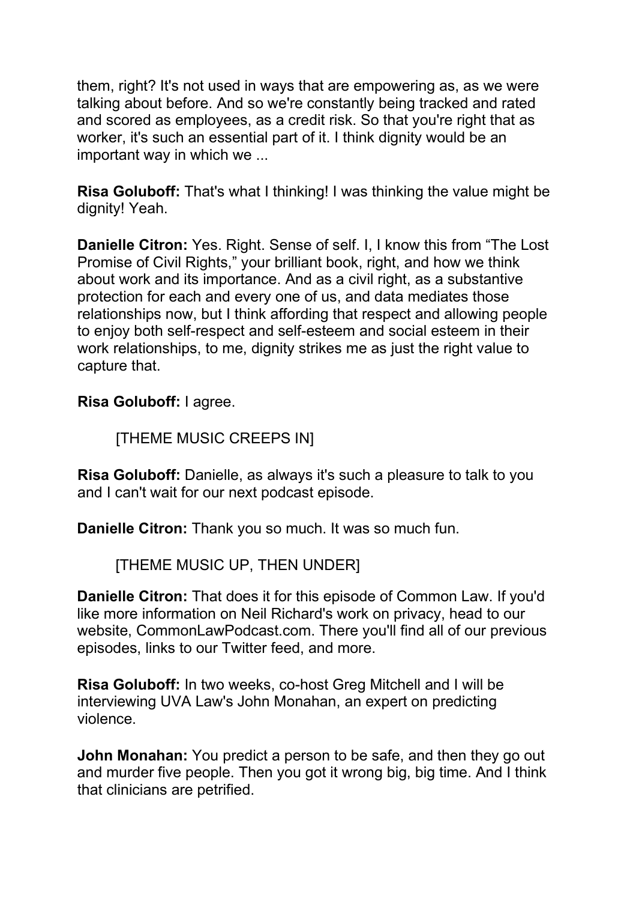them, right? It's not used in ways that are empowering as, as we were talking about before. And so we're constantly being tracked and rated and scored as employees, as a credit risk. So that you're right that as worker, it's such an essential part of it. I think dignity would be an important way in which we ...

**Risa Goluboff:** That's what I thinking! I was thinking the value might be dignity! Yeah.

**Danielle Citron:** Yes. Right. Sense of self. I, I know this from "The Lost Promise of Civil Rights," your brilliant book, right, and how we think about work and its importance. And as a civil right, as a substantive protection for each and every one of us, and data mediates those relationships now, but I think affording that respect and allowing people to enjoy both self-respect and self-esteem and social esteem in their work relationships, to me, dignity strikes me as just the right value to capture that.

**Risa Goluboff:** I agree.

[THEME MUSIC CREEPS IN]

**Risa Goluboff:** Danielle, as always it's such a pleasure to talk to you and I can't wait for our next podcast episode.

**Danielle Citron:** Thank you so much. It was so much fun.

[THEME MUSIC UP, THEN UNDER]

**Danielle Citron:** That does it for this episode of Common Law. If you'd like more information on Neil Richard's work on privacy, head to our website, CommonLawPodcast.com. There you'll find all of our previous episodes, links to our Twitter feed, and more.

**Risa Goluboff:** In two weeks, co-host Greg Mitchell and I will be interviewing UVA Law's John Monahan, an expert on predicting violence.

**John Monahan:** You predict a person to be safe, and then they go out and murder five people. Then you got it wrong big, big time. And I think that clinicians are petrified.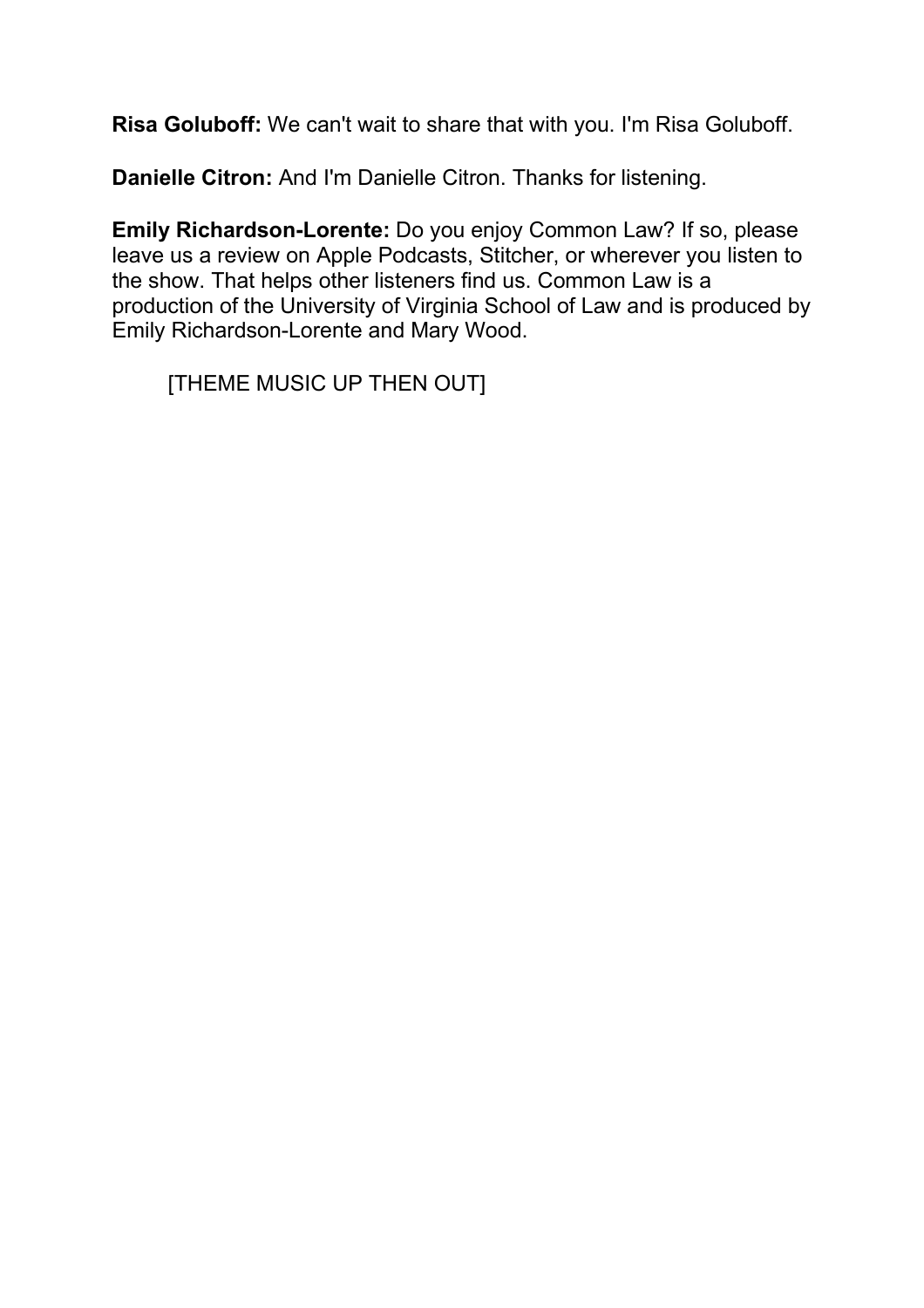**Risa Goluboff:** We can't wait to share that with you. I'm Risa Goluboff.

**Danielle Citron:** And I'm Danielle Citron. Thanks for listening.

**Emily Richardson-Lorente:** Do you enjoy Common Law? If so, please leave us a review on Apple Podcasts, Stitcher, or wherever you listen to the show. That helps other listeners find us. Common Law is a production of the University of Virginia School of Law and is produced by Emily Richardson-Lorente and Mary Wood.

[THEME MUSIC UP THEN OUT]